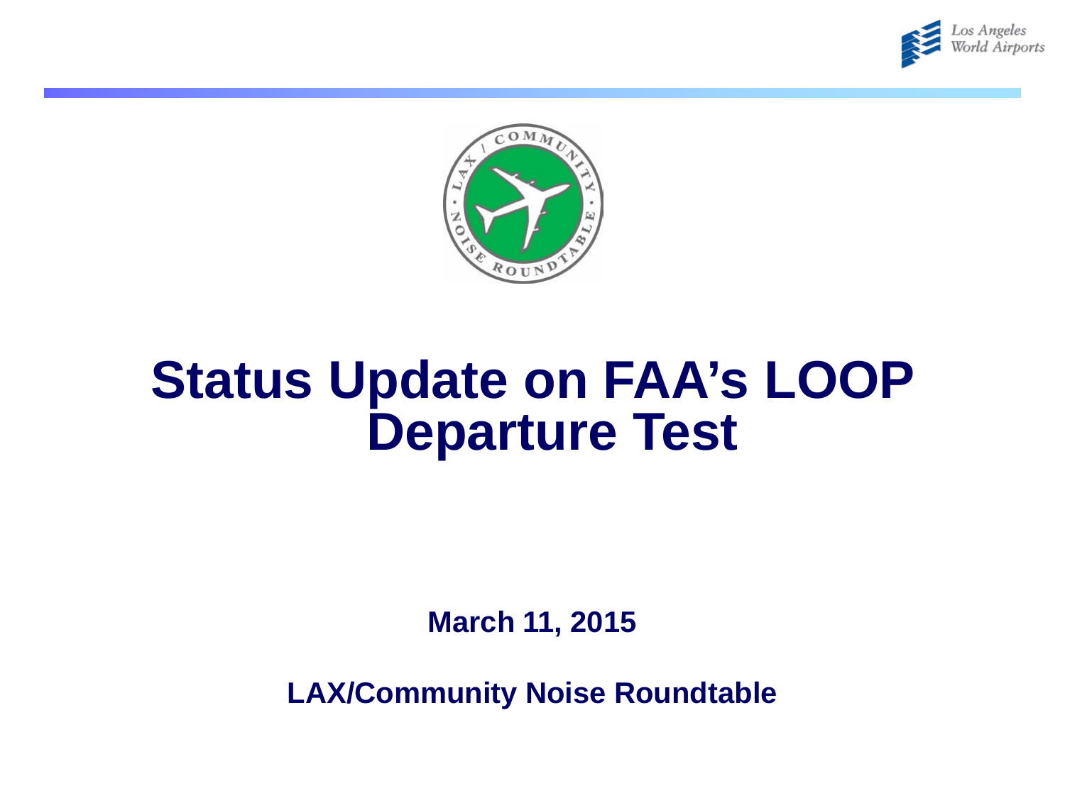# Status Update on FAA's LOOP Departure Test

**March 11, 2015**

**LAX/Community Noise Roundtable**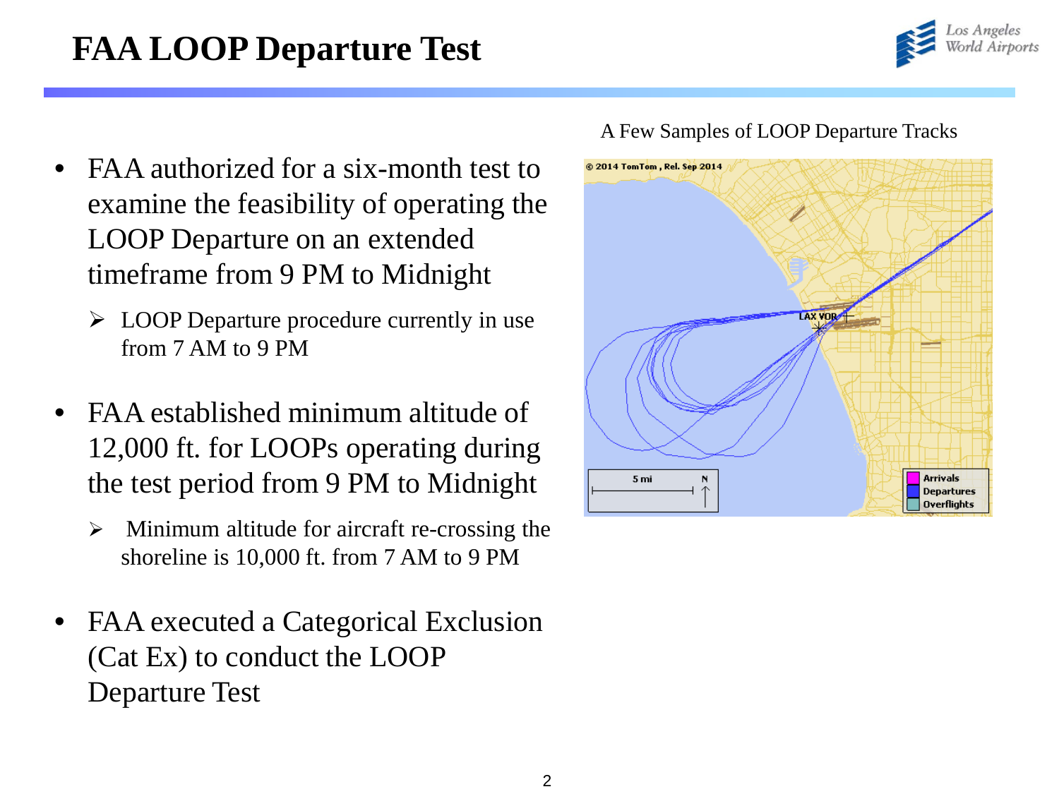# FAA LOOP Departure Test

- FAA authorized for a six-month test to examine the feasibility of operating the LOOP Departure on an extended timeframe from 9 PM to Midnight
  - LOOP Departure procedure currently in use from 7 AM to 9 PM
- FAA established minimum altitude of 12,000 ft. for LOOPs operating during the test period from 9 PM to Midnight
  - Minimum altitude for aircraft re-crossing the shoreline is 10,000 ft. from 7 AM to 9 PM
- FAA executed a Categorical Exclusion (Cat Ex) to conduct the LOOP Departure Test

A Few Samples of LOOP Departure Tracks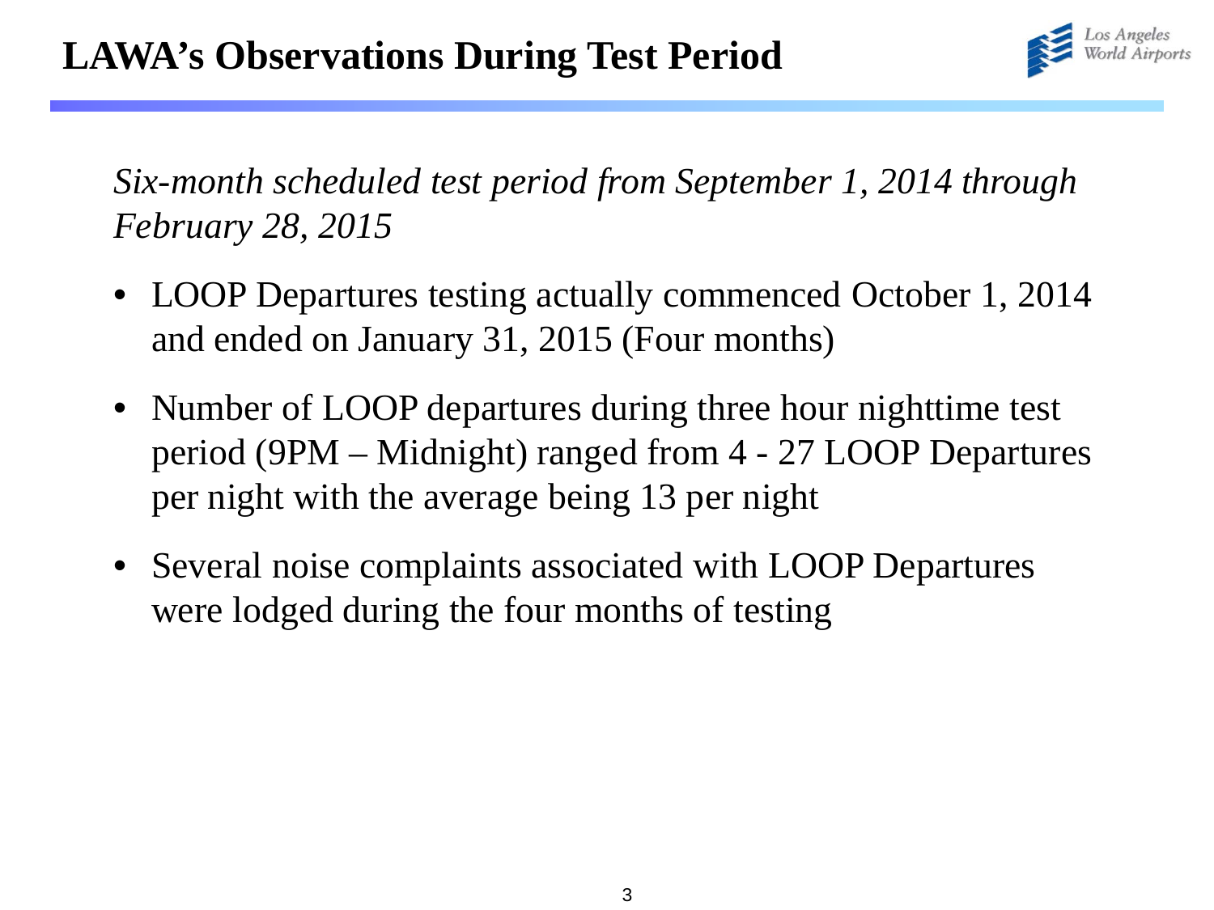# LAWA's Observations During Test Period

*Six-month scheduled test period from September 1, 2014 through February 28, 2015*

- LOOP Departures testing actually commenced October 1, 2014 and ended on January 31, 2015 (Four months)
- Number of LOOP departures during three hour nighttime test period (9PM – Midnight) ranged from 4 - 27 LOOP Departures per night with the average being 13 per night
- Several noise complaints associated with LOOP Departures were lodged during the four months of testing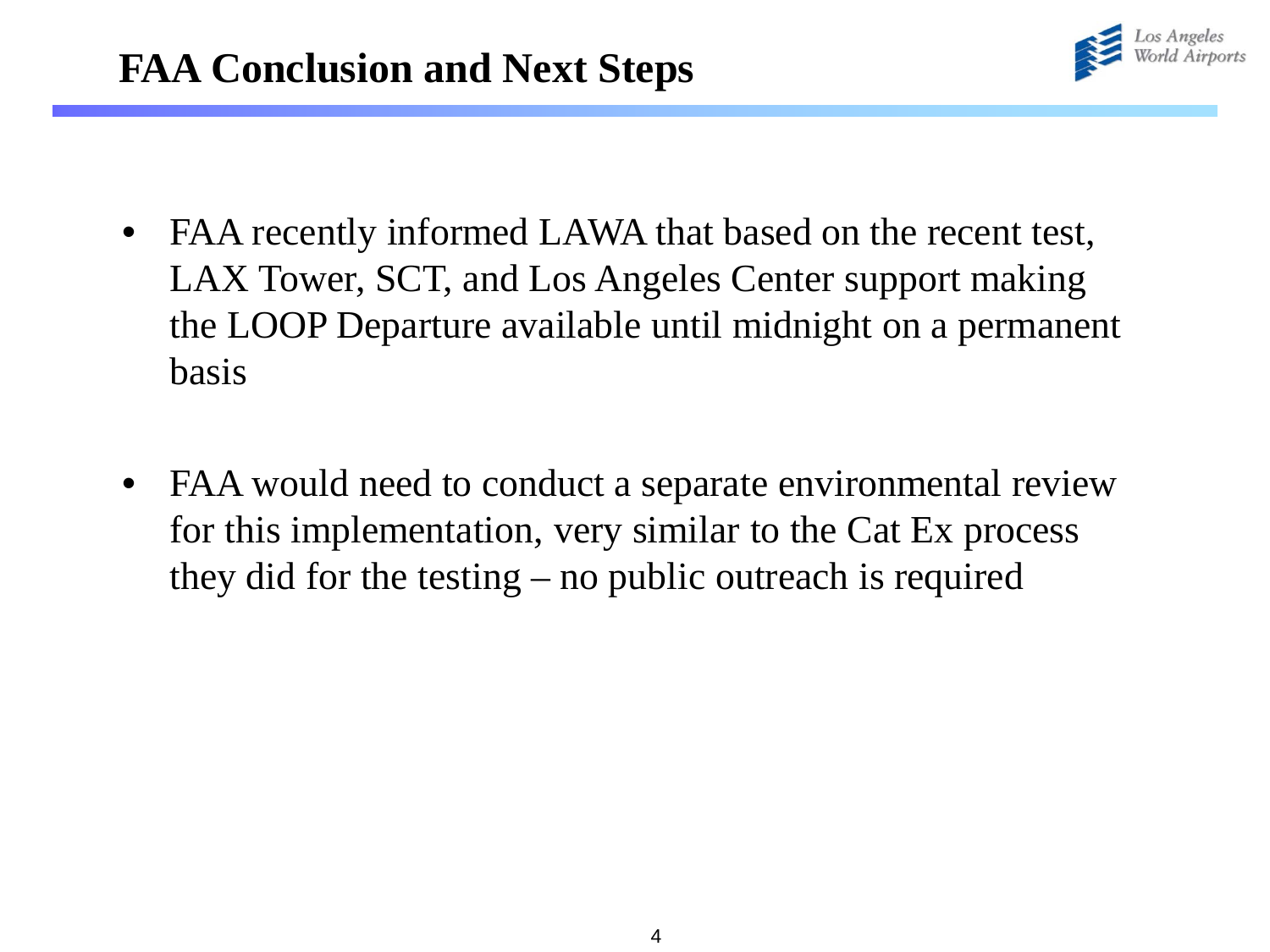# FAA Conclusion and Next Steps

- FAA recently informed LAWA that based on the recent test, LAX Tower, SCT, and Los Angeles Center support making the LOOP Departure available until midnight on a permanent basis

- FAA would need to conduct a separate environmental review for this implementation, very similar to the Cat Ex process they did for the testing – no public outreach is required